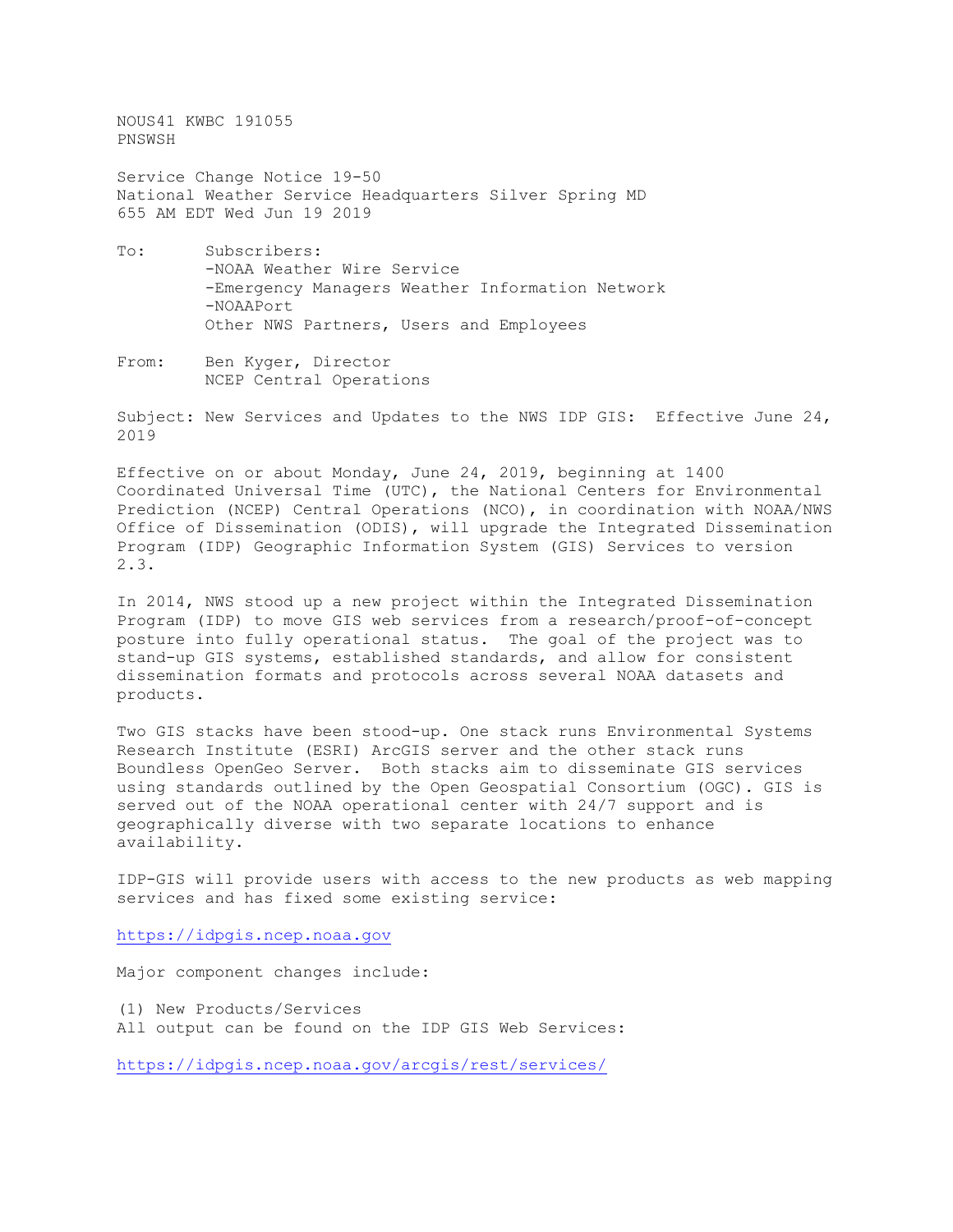NOUS41 KWBC 191055
PNSWSH

Service Change Notice 19-50
National Weather Service Headquarters Silver Spring MD
655 AM EDT Wed Jun 19 2019

To: Subscribers:
-NOAA Weather Wire Service
-Emergency Managers Weather Information Network
-NOAAPort
Other NWS Partners, Users and Employees

From: Ben Kyger, Director
NCEP Central Operations

Subject: New Services and Updates to the NWS IDP GIS: Effective June 24, 2019

Effective on or about Monday, June 24, 2019, beginning at 1400 Coordinated Universal Time (UTC), the National Centers for Environmental Prediction (NCEP) Central Operations (NCO), in coordination with NOAA/NWS Office of Dissemination (ODIS), will upgrade the Integrated Dissemination Program (IDP) Geographic Information System (GIS) Services to version 2.3.

In 2014, NWS stood up a new project within the Integrated Dissemination Program (IDP) to move GIS web services from a research/proof-of-concept posture into fully operational status. The goal of the project was to stand-up GIS systems, established standards, and allow for consistent dissemination formats and protocols across several NOAA datasets and products.

Two GIS stacks have been stood-up. One stack runs Environmental Systems Research Institute (ESRI) ArcGIS server and the other stack runs Boundless OpenGeo Server. Both stacks aim to disseminate GIS services using standards outlined by the Open Geospatial Consortium (OGC). GIS is served out of the NOAA operational center with 24/7 support and is geographically diverse with two separate locations to enhance availability.

IDP-GIS will provide users with access to the new products as web mapping services and has fixed some existing service:

https://idpgis.ncep.noaa.gov

Major component changes include:

(1) New Products/Services
All output can be found on the IDP GIS Web Services:

https://idpgis.ncep.noaa.gov/arcgis/rest/services/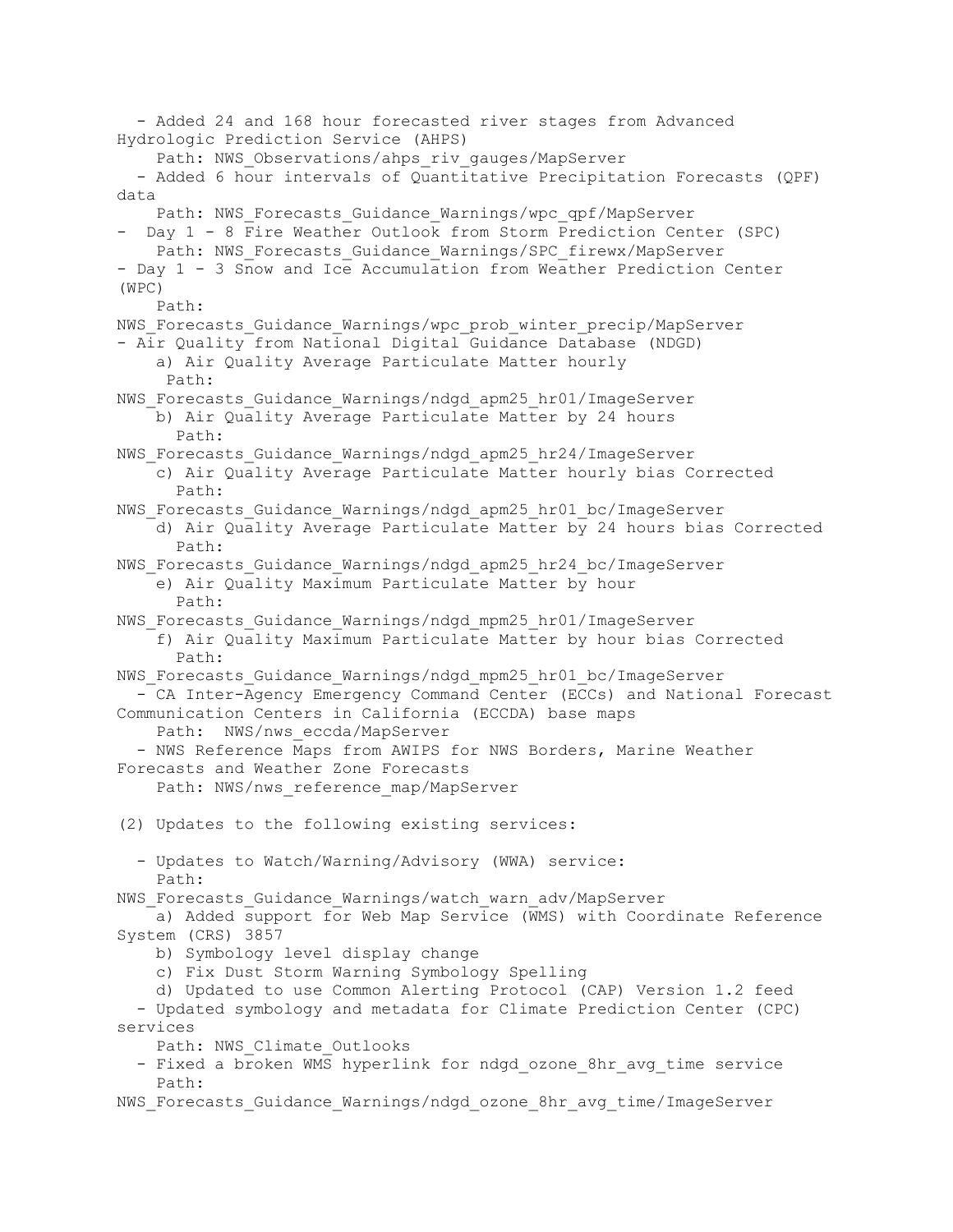- Added 24 and 168 hour forecasted river stages from Advanced Hydrologic Prediction Service (AHPS)
  Path: NWS_Observations/ahps_riv_gauges/MapServer
- Added 6 hour intervals of Quantitative Precipitation Forecasts (QPF) data
  Path: NWS_Forecasts_Guidance_Warnings/wpc_qpf/MapServer
- Day 1 - 8 Fire Weather Outlook from Storm Prediction Center (SPC)
  Path: NWS_Forecasts_Guidance_Warnings/SPC_firewx/MapServer
- Day 1 - 3 Snow and Ice Accumulation from Weather Prediction Center (WPC)
  Path: NWS_Forecasts_Guidance_Warnings/wpc_prob_winter_precip/MapServer
- Air Quality from National Digital Guidance Database (NDGD)
  a) Air Quality Average Particulate Matter hourly
     Path: NWS_Forecasts_Guidance_Warnings/ndgd_apm25_hr01/ImageServer
  b) Air Quality Average Particulate Matter by 24 hours
     Path: NWS_Forecasts_Guidance_Warnings/ndgd_apm25_hr24/ImageServer
  c) Air Quality Average Particulate Matter hourly bias Corrected
     Path: NWS_Forecasts_Guidance_Warnings/ndgd_apm25_hr01_bc/ImageServer
  d) Air Quality Average Particulate Matter by 24 hours bias Corrected
     Path: NWS_Forecasts_Guidance_Warnings/ndgd_apm25_hr24_bc/ImageServer
  e) Air Quality Maximum Particulate Matter by hour
     Path: NWS_Forecasts_Guidance_Warnings/ndgd_mpm25_hr01/ImageServer
  f) Air Quality Maximum Particulate Matter by hour bias Corrected
     Path: NWS_Forecasts_Guidance_Warnings/ndgd_mpm25_hr01_bc/ImageServer
- CA Inter-Agency Emergency Command Center (ECCs) and National Forecast Communication Centers in California (ECCDA) base maps
  Path: NWS/nws_eccda/MapServer
- NWS Reference Maps from AWIPS for NWS Borders, Marine Weather Forecasts and Weather Zone Forecasts
  Path: NWS/nws_reference_map/MapServer

(2) Updates to the following existing services:

- Updates to Watch/Warning/Advisory (WWA) service:
  Path: NWS_Forecasts_Guidance_Warnings/watch_warn_adv/MapServer
  a) Added support for Web Map Service (WMS) with Coordinate Reference System (CRS) 3857
  b) Symbology level display change
  c) Fix Dust Storm Warning Symbology Spelling
  d) Updated to use Common Alerting Protocol (CAP) Version 1.2 feed
- Updated symbology and metadata for Climate Prediction Center (CPC) services
  Path: NWS_Climate_Outlooks
- Fixed a broken WMS hyperlink for ndgd_ozone_8hr_avg_time service
  Path: NWS_Forecasts_Guidance_Warnings/ndgd_ozone_8hr_avg_time/ImageServer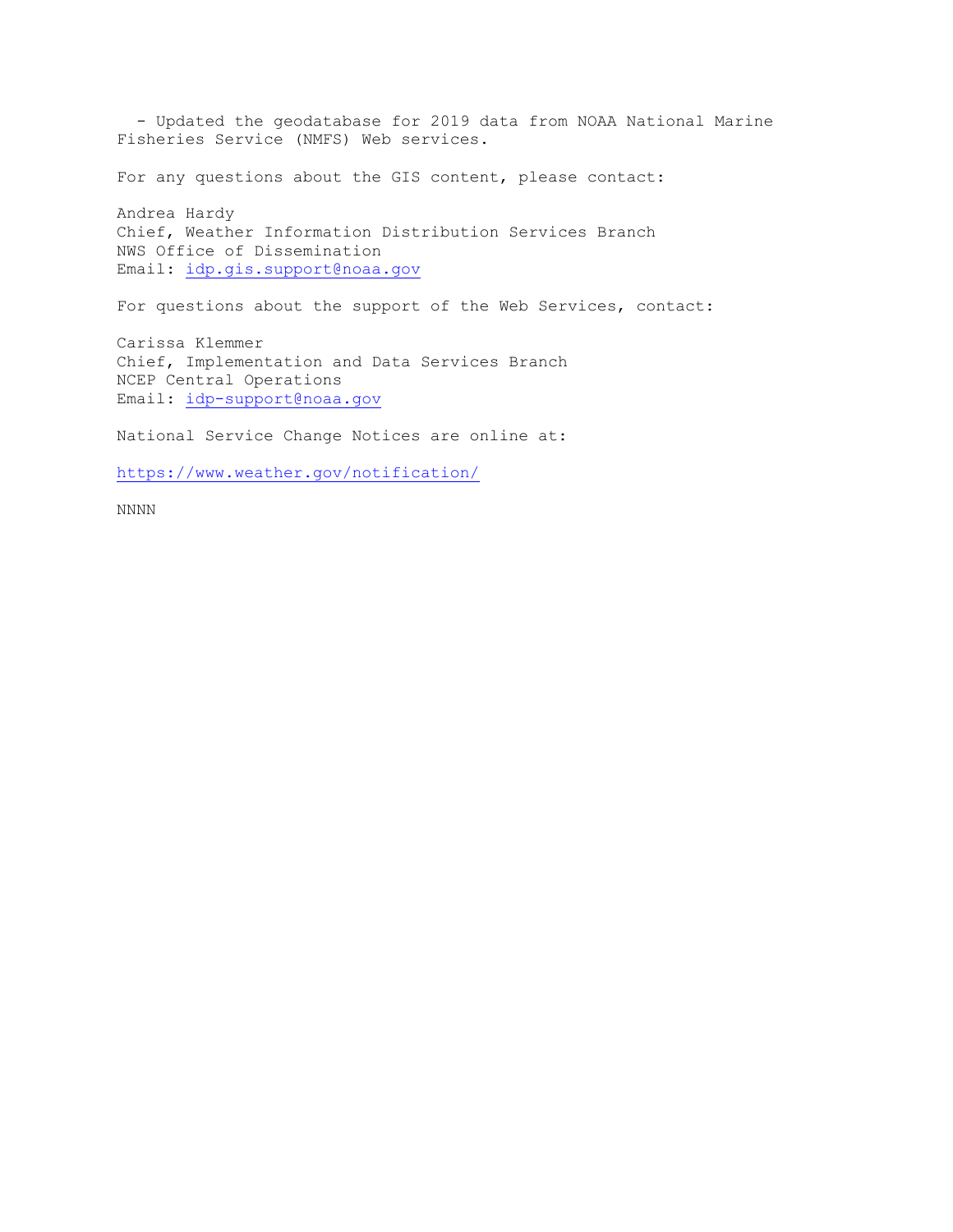- Updated the geodatabase for 2019 data from NOAA National Marine Fisheries Service (NMFS) Web services.

For any questions about the GIS content, please contact:

Andrea Hardy
Chief, Weather Information Distribution Services Branch
NWS Office of Dissemination
Email: idp.gis.support@noaa.gov

For questions about the support of the Web Services, contact:

Carissa Klemmer
Chief, Implementation and Data Services Branch
NCEP Central Operations
Email: idp-support@noaa.gov

National Service Change Notices are online at:

https://www.weather.gov/notification/

NNNN